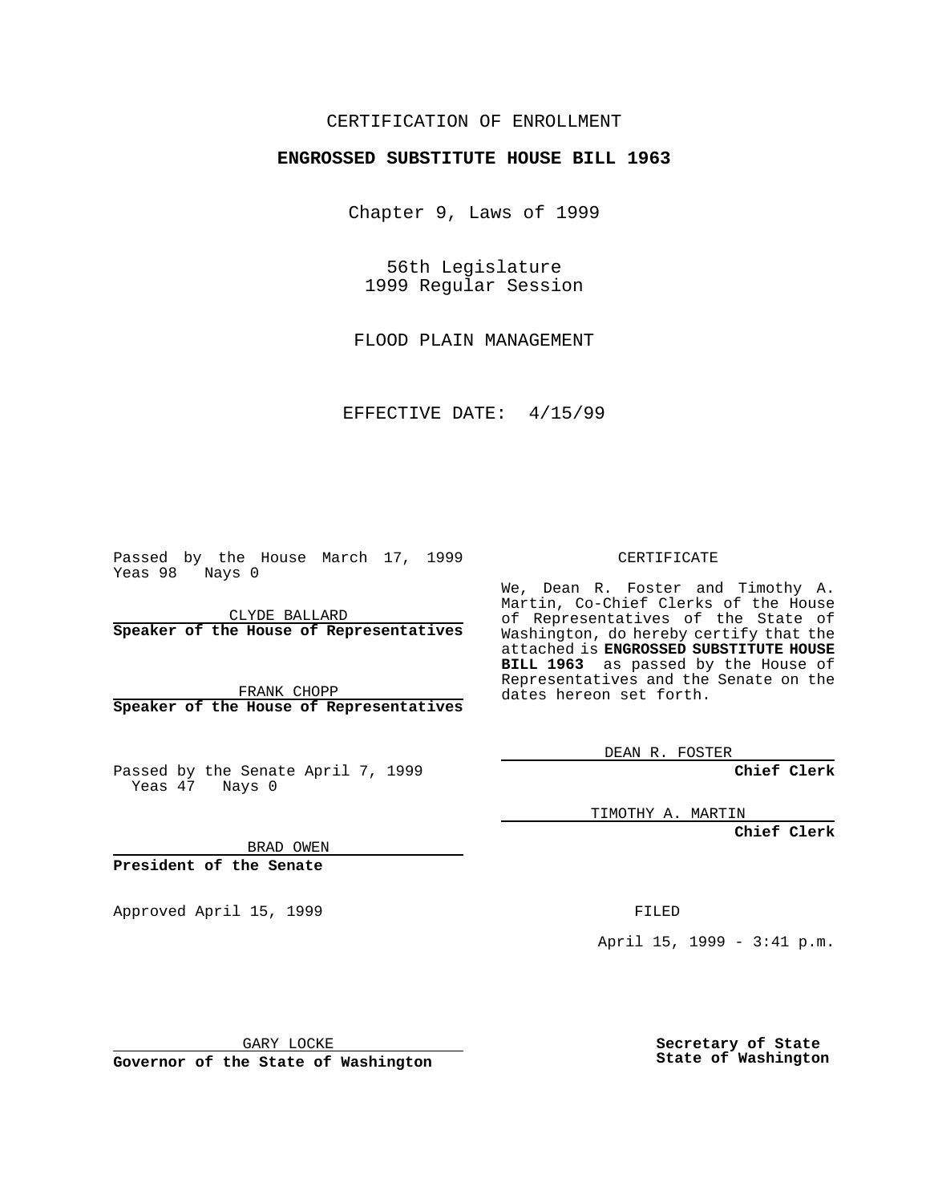CERTIFICATION OF ENROLLMENT

**ENGROSSED SUBSTITUTE HOUSE BILL 1963**

Chapter 9, Laws of 1999

56th Legislature
1999 Regular Session

FLOOD PLAIN MANAGEMENT

EFFECTIVE DATE: 4/15/99

Passed by the House March 17, 1999
Yeas 98 Nays 0

CLYDE BALLARD
**Speaker of the House of Representatives**

FRANK CHOPP
**Speaker of the House of Representatives**

Passed by the Senate April 7, 1999
Yeas 47 Nays 0

BRAD OWEN
**President of the Senate**

Approved April 15, 1999

GARY LOCKE
**Governor of the State of Washington**

CERTIFICATE

We, Dean R. Foster and Timothy A. Martin, Co-Chief Clerks of the House of Representatives of the State of Washington, do hereby certify that the attached is **ENGROSSED SUBSTITUTE HOUSE BILL 1963** as passed by the House of Representatives and the Senate on the dates hereon set forth.

DEAN R. FOSTER
**Chief Clerk**

TIMOTHY A. MARTIN
**Chief Clerk**

FILED

April 15, 1999 - 3:41 p.m.

**Secretary of State**
**State of Washington**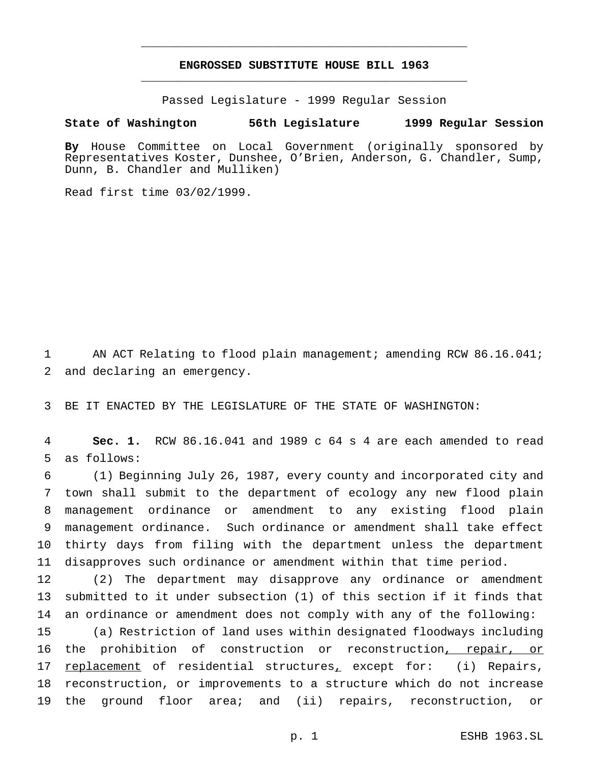# ENGROSSED SUBSTITUTE HOUSE BILL 1963

Passed Legislature - 1999 Regular Session

**State of Washington 56th Legislature 1999 Regular Session**

**By** House Committee on Local Government (originally sponsored by Representatives Koster, Dunshee, O'Brien, Anderson, G. Chandler, Sump, Dunn, B. Chandler and Mulliken)

Read first time 03/02/1999.

AN ACT Relating to flood plain management; amending RCW 86.16.041; and declaring an emergency.

BE IT ENACTED BY THE LEGISLATURE OF THE STATE OF WASHINGTON:

**Sec. 1.** RCW 86.16.041 and 1989 c 64 s 4 are each amended to read as follows:

(1) Beginning July 26, 1987, every county and incorporated city and town shall submit to the department of ecology any new flood plain management ordinance or amendment to any existing flood plain management ordinance. Such ordinance or amendment shall take effect thirty days from filing with the department unless the department disapproves such ordinance or amendment within that time period.

(2) The department may disapprove any ordinance or amendment submitted to it under subsection (1) of this section if it finds that an ordinance or amendment does not comply with any of the following:

(a) Restriction of land uses within designated floodways including the prohibition of construction or reconstruction, repair, or replacement of residential structures, except for: (i) Repairs, reconstruction, or improvements to a structure which do not increase the ground floor area; and (ii) repairs, reconstruction, or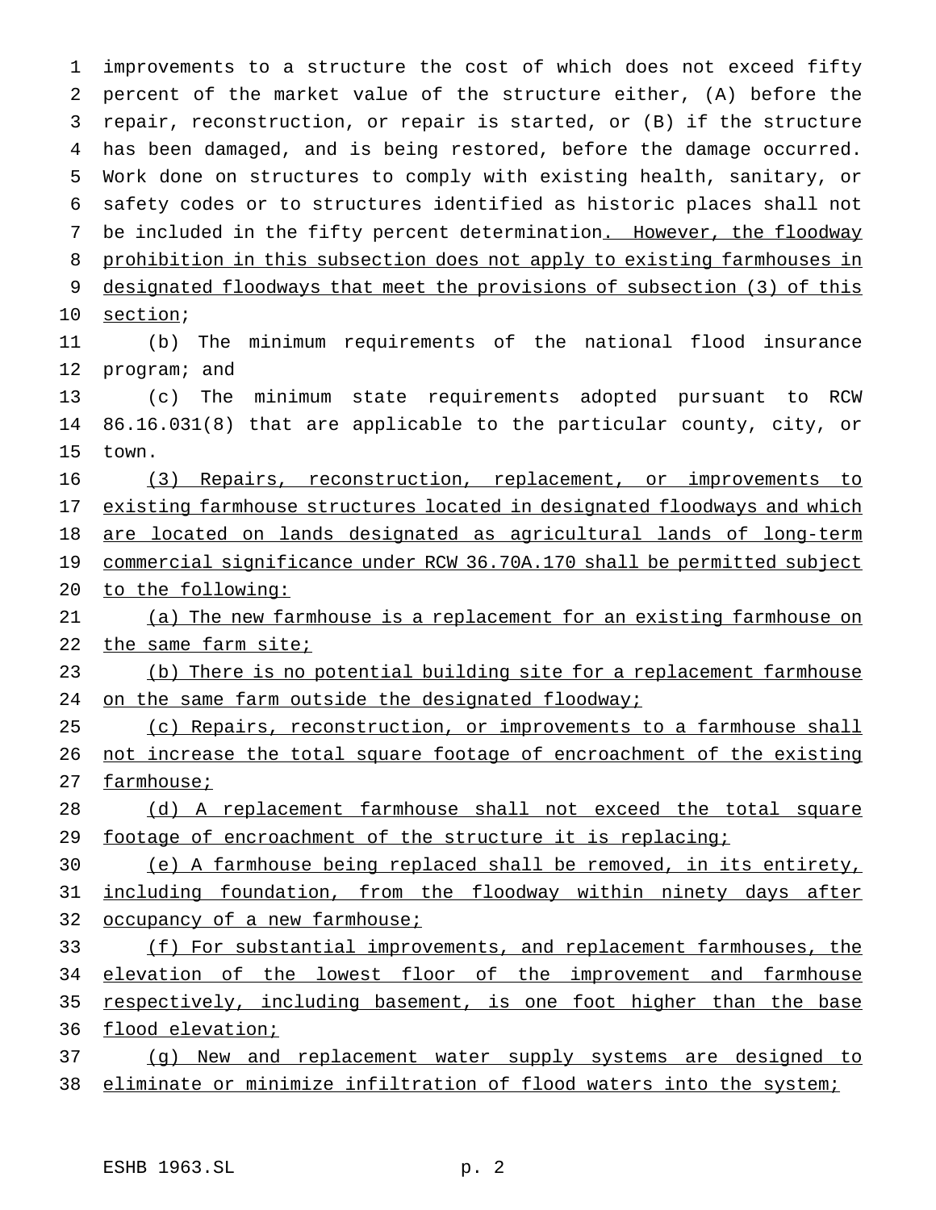improvements to a structure the cost of which does not exceed fifty percent of the market value of the structure either, (A) before the repair, reconstruction, or repair is started, or (B) if the structure has been damaged, and is being restored, before the damage occurred. Work done on structures to comply with existing health, sanitary, or safety codes or to structures identified as historic places shall not be included in the fifty percent determination<u>. However, the floodway prohibition in this subsection does not apply to existing farmhouses in designated floodways that meet the provisions of subsection (3) of this section</u>;

(b) The minimum requirements of the national flood insurance program; and

(c) The minimum state requirements adopted pursuant to RCW 86.16.031(8) that are applicable to the particular county, city, or town.

<u>(3) Repairs, reconstruction, replacement, or improvements to existing farmhouse structures located in designated floodways and which are located on lands designated as agricultural lands of long-term commercial significance under RCW 36.70A.170 shall be permitted subject to the following:</u>

<u>(a) The new farmhouse is a replacement for an existing farmhouse on the same farm site;</u>

<u>(b) There is no potential building site for a replacement farmhouse on the same farm outside the designated floodway;</u>

<u>(c) Repairs, reconstruction, or improvements to a farmhouse shall not increase the total square footage of encroachment of the existing farmhouse;</u>

<u>(d) A replacement farmhouse shall not exceed the total square footage of encroachment of the structure it is replacing;</u>

<u>(e) A farmhouse being replaced shall be removed, in its entirety, including foundation, from the floodway within ninety days after occupancy of a new farmhouse;</u>

<u>(f) For substantial improvements, and replacement farmhouses, the elevation of the lowest floor of the improvement and farmhouse respectively, including basement, is one foot higher than the base flood elevation;</u>

<u>(g) New and replacement water supply systems are designed to eliminate or minimize infiltration of flood waters into the system;</u>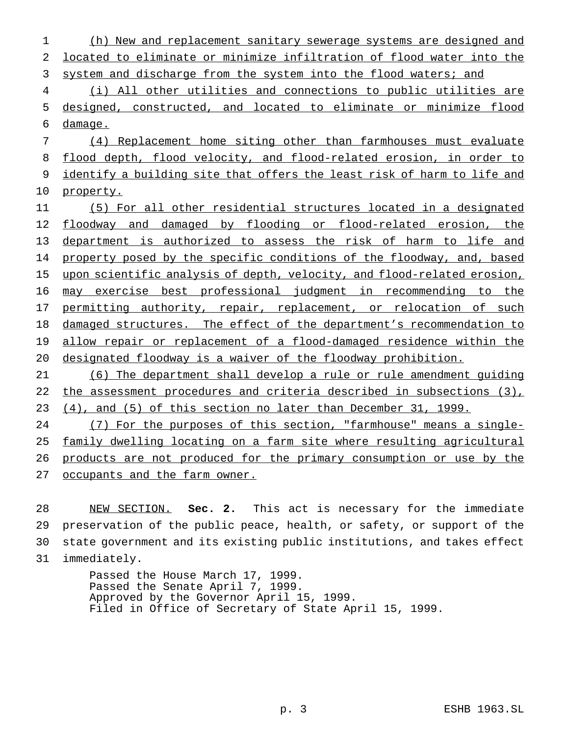(h) New and replacement sanitary sewerage systems are designed and located to eliminate or minimize infiltration of flood water into the system and discharge from the system into the flood waters; and

(i) All other utilities and connections to public utilities are designed, constructed, and located to eliminate or minimize flood damage.

(4) Replacement home siting other than farmhouses must evaluate flood depth, flood velocity, and flood-related erosion, in order to identify a building site that offers the least risk of harm to life and property.

(5) For all other residential structures located in a designated floodway and damaged by flooding or flood-related erosion, the department is authorized to assess the risk of harm to life and property posed by the specific conditions of the floodway, and, based upon scientific analysis of depth, velocity, and flood-related erosion, may exercise best professional judgment in recommending to the permitting authority, repair, replacement, or relocation of such damaged structures. The effect of the department's recommendation to allow repair or replacement of a flood-damaged residence within the designated floodway is a waiver of the floodway prohibition.

(6) The department shall develop a rule or rule amendment guiding the assessment procedures and criteria described in subsections (3), (4), and (5) of this section no later than December 31, 1999.

(7) For the purposes of this section, "farmhouse" means a single-family dwelling locating on a farm site where resulting agricultural products are not produced for the primary consumption or use by the occupants and the farm owner.

NEW SECTION. **Sec. 2.** This act is necessary for the immediate preservation of the public peace, health, or safety, or support of the state government and its existing public institutions, and takes effect immediately.

Passed the House March 17, 1999.
Passed the Senate April 7, 1999.
Approved by the Governor April 15, 1999.
Filed in Office of Secretary of State April 15, 1999.